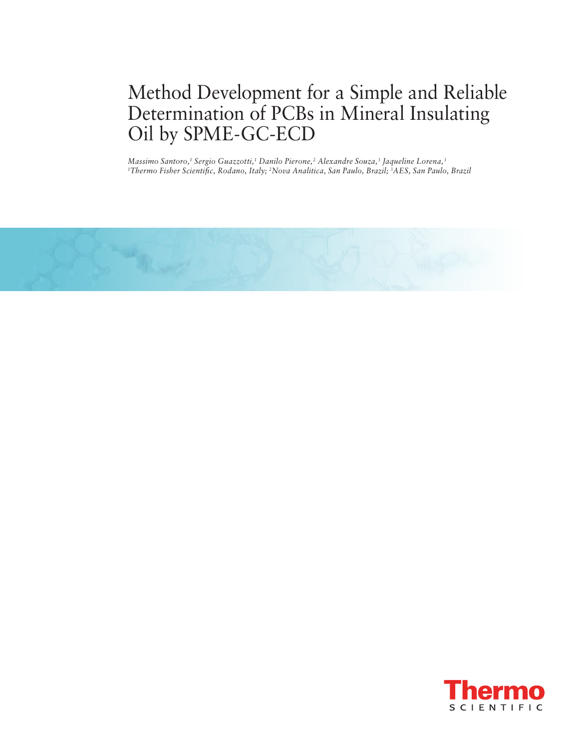# Method Development for a Simple and Reliable Determination of PCBs in Mineral Insulating Oil by SPME-GC-ECD

*Massimo Santoro,[1] Sergio Guazzotti,[1] Danilo Pierone,[2] Alexandre Souza,[3] Jaqueline Lorena,[3]*
*[1]Thermo Fisher Scientific, Rodano, Italy; [2]Nova Analitica, San Paulo, Brazil; [3]AES, San Paulo, Brazil*

Thermo SCIENTIFIC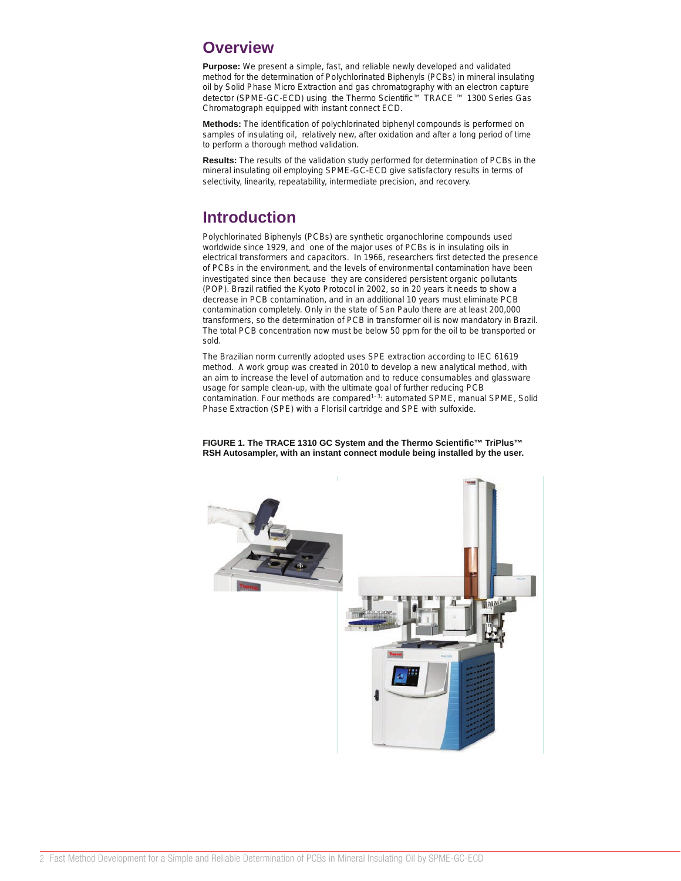## Overview

**Purpose:** We present a simple, fast, and reliable newly developed and validated method for the determination of Polychlorinated Biphenyls (PCBs) in mineral insulating oil by Solid Phase Micro Extraction and gas chromatography with an electron capture detector (SPME-GC-ECD) using the Thermo Scientific™ TRACE ™ 1300 Series Gas Chromatograph equipped with instant connect ECD.

**Methods:** The identification of polychlorinated biphenyl compounds is performed on samples of insulating oil, relatively new, after oxidation and after a long period of time to perform a thorough method validation.

**Results:** The results of the validation study performed for determination of PCBs in the mineral insulating oil employing SPME-GC-ECD give satisfactory results in terms of selectivity, linearity, repeatability, intermediate precision, and recovery.

## Introduction

Polychlorinated Biphenyls (PCBs) are synthetic organochlorine compounds used worldwide since 1929, and one of the major uses of PCBs is in insulating oils in electrical transformers and capacitors. In 1966, researchers first detected the presence of PCBs in the environment, and the levels of environmental contamination have been investigated since then because they are considered persistent organic pollutants (POP). Brazil ratified the Kyoto Protocol in 2002, so in 20 years it needs to show a decrease in PCB contamination, and in an additional 10 years must eliminate PCB contamination completely. Only in the state of San Paulo there are at least 200,000 transformers, so the determination of PCB in transformer oil is now mandatory in Brazil. The total PCB concentration now must be below 50 ppm for the oil to be transported or sold.

The Brazilian norm currently adopted uses SPE extraction according to IEC 61619 method. A work group was created in 2010 to develop a new analytical method, with an aim to increase the level of automation and to reduce consumables and glassware usage for sample clean-up, with the ultimate goal of further reducing PCB contamination. Four methods are compared[1–3]: automated SPME, manual SPME, Solid Phase Extraction (SPE) with a Florisil cartridge and SPE with sulfoxide.

**FIGURE 1. The TRACE 1310 GC System and the Thermo Scientific™ TriPlus™ RSH Autosampler, with an instant connect module being installed by the user.**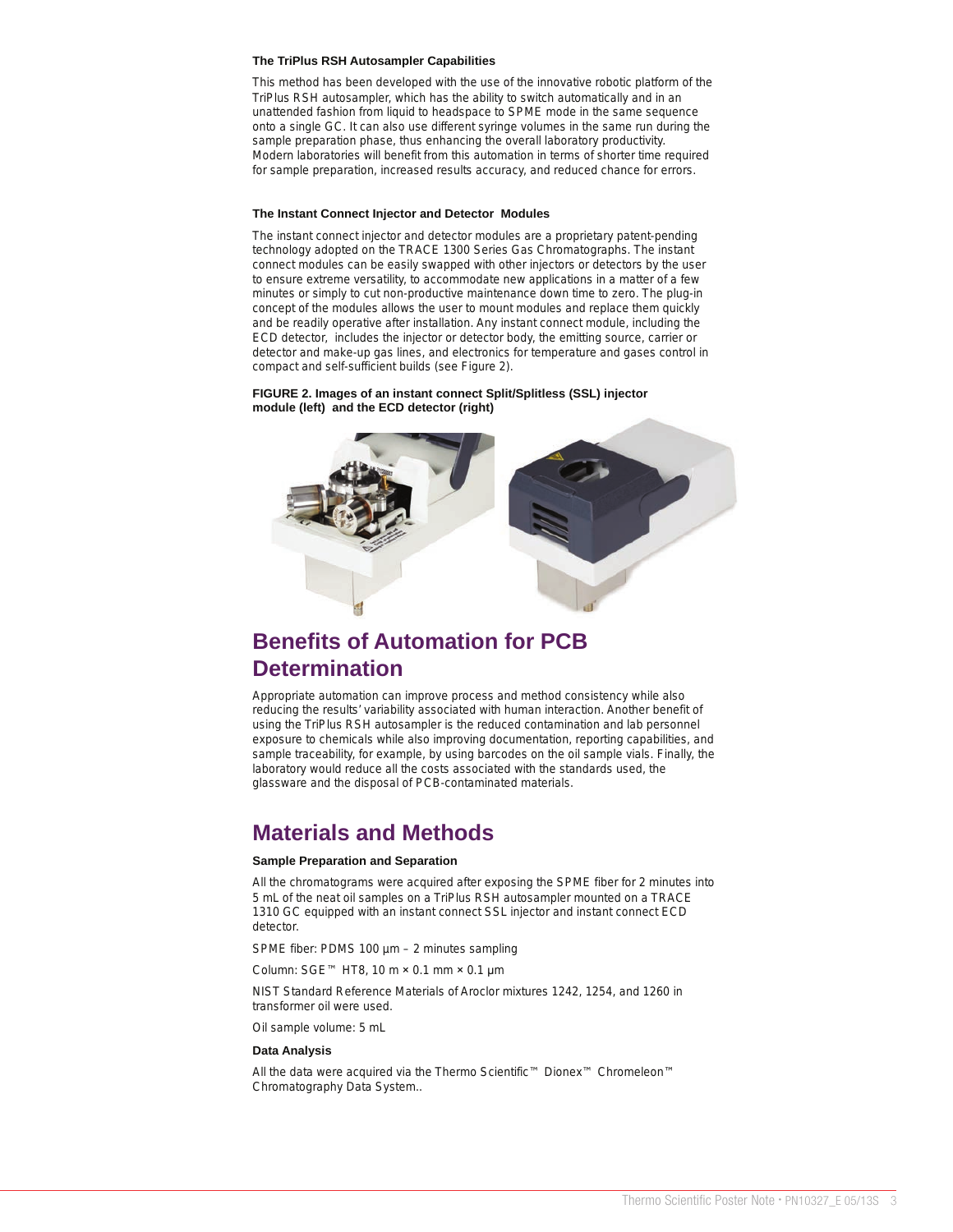### The TriPlus RSH Autosampler Capabilities

This method has been developed with the use of the innovative robotic platform of the TriPlus RSH autosampler, which has the ability to switch automatically and in an unattended fashion from liquid to headspace to SPME mode in the same sequence onto a single GC. It can also use different syringe volumes in the same run during the sample preparation phase, thus enhancing the overall laboratory productivity. Modern laboratories will benefit from this automation in terms of shorter time required for sample preparation, increased results accuracy, and reduced chance for errors.

### The Instant Connect Injector and Detector Modules

The instant connect injector and detector modules are a proprietary patent-pending technology adopted on the TRACE 1300 Series Gas Chromatographs. The instant connect modules can be easily swapped with other injectors or detectors by the user to ensure extreme versatility, to accommodate new applications in a matter of a few minutes or simply to cut non-productive maintenance down time to zero. The plug-in concept of the modules allows the user to mount modules and replace them quickly and be readily operative after installation. Any instant connect module, including the ECD detector, includes the injector or detector body, the emitting source, carrier or detector and make-up gas lines, and electronics for temperature and gases control in compact and self-sufficient builds (see Figure 2).

**FIGURE 2. Images of an instant connect Split/Splitless (SSL) injector module (left) and the ECD detector (right)**

## Benefits of Automation for PCB Determination

Appropriate automation can improve process and method consistency while also reducing the results' variability associated with human interaction. Another benefit of using the TriPlus RSH autosampler is the reduced contamination and lab personnel exposure to chemicals while also improving documentation, reporting capabilities, and sample traceability, for example, by using barcodes on the oil sample vials. Finally, the laboratory would reduce all the costs associated with the standards used, the glassware and the disposal of PCB-contaminated materials.

## Materials and Methods

### Sample Preparation and Separation

All the chromatograms were acquired after exposing the SPME fiber for 2 minutes into 5 mL of the neat oil samples on a TriPlus RSH autosampler mounted on a TRACE 1310 GC equipped with an instant connect SSL injector and instant connect ECD detector.

SPME fiber: PDMS 100 µm – 2 minutes sampling

Column: SGE™ HT8, 10 m × 0.1 mm × 0.1 µm

NIST Standard Reference Materials of Aroclor mixtures 1242, 1254, and 1260 in transformer oil were used.

Oil sample volume: 5 mL

### Data Analysis

All the data were acquired via the Thermo Scientific™ Dionex™ Chromeleon™ Chromatography Data System..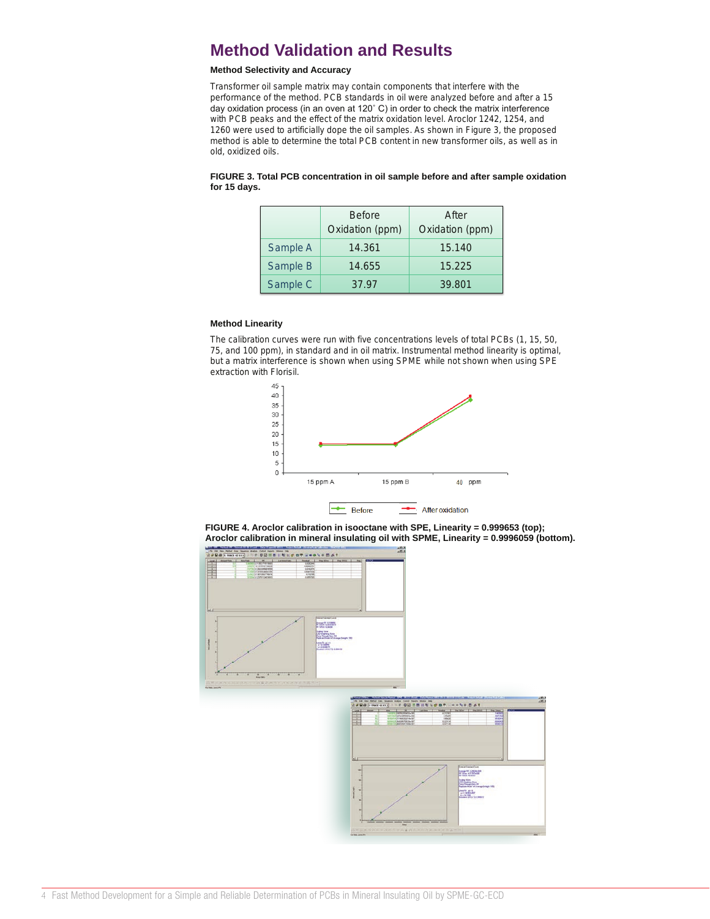# Method Validation and Results

### Method Selectivity and Accuracy

Transformer oil sample matrix may contain components that interfere with the performance of the method. PCB standards in oil were analyzed before and after a 15 day oxidation process (in an oven at 120° C) in order to check the matrix interference with PCB peaks and the effect of the matrix oxidation level. Aroclor 1242, 1254, and 1260 were used to artificially dope the oil samples. As shown in Figure 3, the proposed method is able to determine the total PCB content in new transformer oils, as well as in old, oxidized oils.

**FIGURE 3. Total PCB concentration in oil sample before and after sample oxidation for 15 days.**

| | Before Oxidation (ppm) | After Oxidation (ppm) |
|---|---|---|
| Sample A | 14.361 | 15.140 |
| Sample B | 14.655 | 15.225 |
| Sample C | 37.97 | 39.801 |

### Method Linearity

The calibration curves were run with five concentrations levels of total PCBs (1, 15, 50, 75, and 100 ppm), in standard and in oil matrix. Instrumental method linearity is optimal, but a matrix interference is shown when using SPME while not shown when using SPE extraction with Florisil.

**FIGURE 4. Aroclor calibration in isooctane with SPE, Linearity = 0.999653 (top); Aroclor calibration in mineral insulating oil with SPME, Linearity = 0.9996059 (bottom).**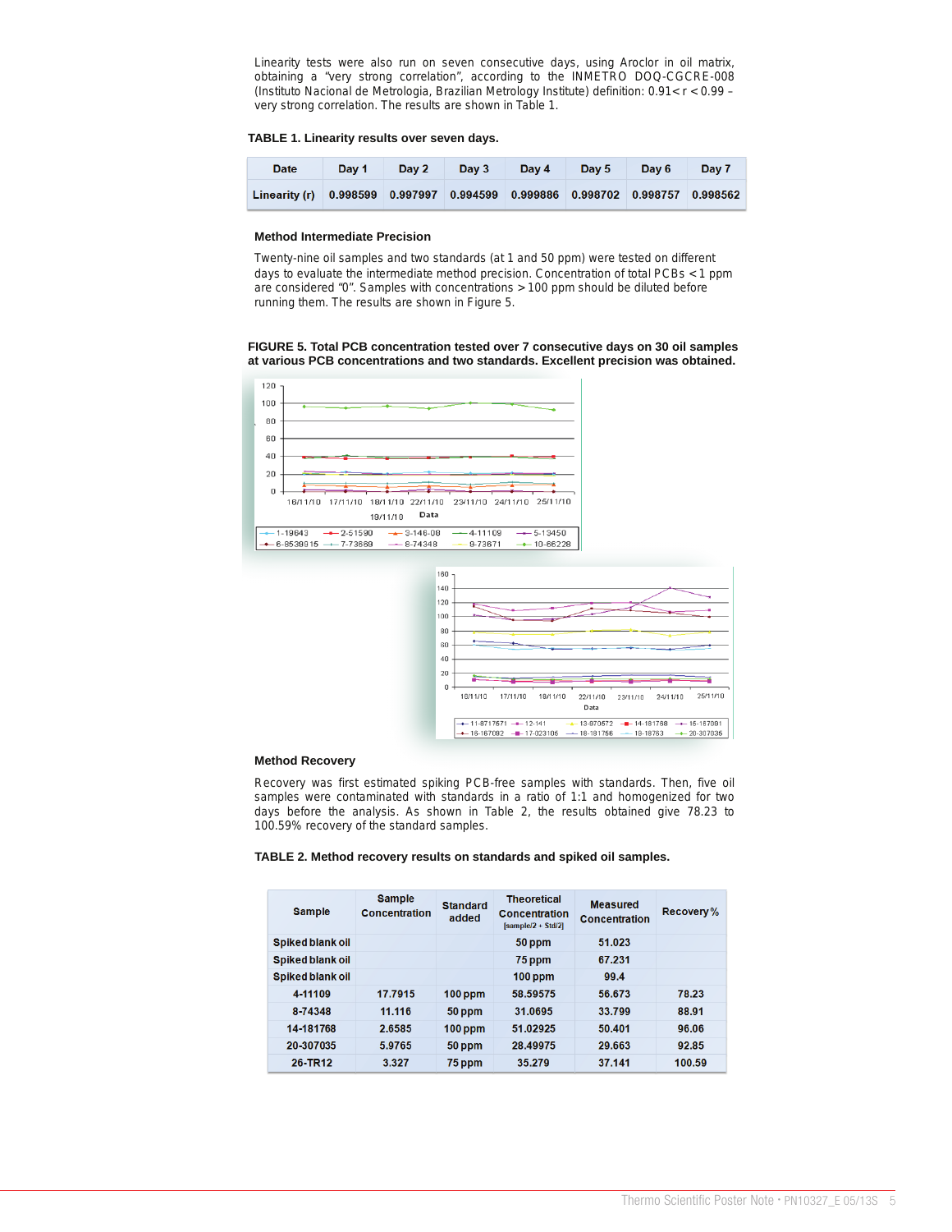Linearity tests were also run on seven consecutive days, using Aroclor in oil matrix, obtaining a "very strong correlation", according to the INMETRO DOQ-CGCRE-008 (Instituto Nacional de Metrologia, Brazilian Metrology Institute) definition: 0.91 < r < 0.99 – very strong correlation. The results are shown in Table 1.

**TABLE 1. Linearity results over seven days.**

| Date | Day 1 | Day 2 | Day 3 | Day 4 | Day 5 | Day 6 | Day 7 |
|---|---|---|---|---|---|---|---|
| Linearity (r) | 0.998599 | 0.997997 | 0.994599 | 0.999886 | 0.998702 | 0.998757 | 0.998562 |

### Method Intermediate Precision

Twenty-nine oil samples and two standards (at 1 and 50 ppm) were tested on different days to evaluate the intermediate method precision. Concentration of total PCBs < 1 ppm are considered "0". Samples with concentrations > 100 ppm should be diluted before running them. The results are shown in Figure 5.

**FIGURE 5. Total PCB concentration tested over 7 consecutive days on 30 oil samples at various PCB concentrations and two standards. Excellent precision was obtained.**

### Method Recovery

Recovery was first estimated spiking PCB-free samples with standards. Then, five oil samples were contaminated with standards in a ratio of 1:1 and homogenized for two days before the analysis. As shown in Table 2, the results obtained give 78.23 to 100.59% recovery of the standard samples.

**TABLE 2. Method recovery results on standards and spiked oil samples.**

| Sample | Sample Concentration | Standard added | Theoretical Concentration [sample/2 + Std/2] | Measured Concentration | Recovery % |
|---|---|---|---|---|---|
| Spiked blank oil | | | 50 ppm | 51.023 | |
| Spiked blank oil | | | 75 ppm | 67.231 | |
| Spiked blank oil | | | 100 ppm | 99.4 | |
| 4-11109 | 17.7915 | 100 ppm | 58.59575 | 56.673 | 78.23 |
| 8-74348 | 11.116 | 50 ppm | 31.0695 | 33.799 | 88.91 |
| 14-181768 | 2.6585 | 100 ppm | 51.02925 | 50.401 | 96.06 |
| 20-307035 | 5.9765 | 50 ppm | 28.49975 | 29.663 | 92.85 |
| 26-TR12 | 3.327 | 75 ppm | 35.279 | 37.141 | 100.59 |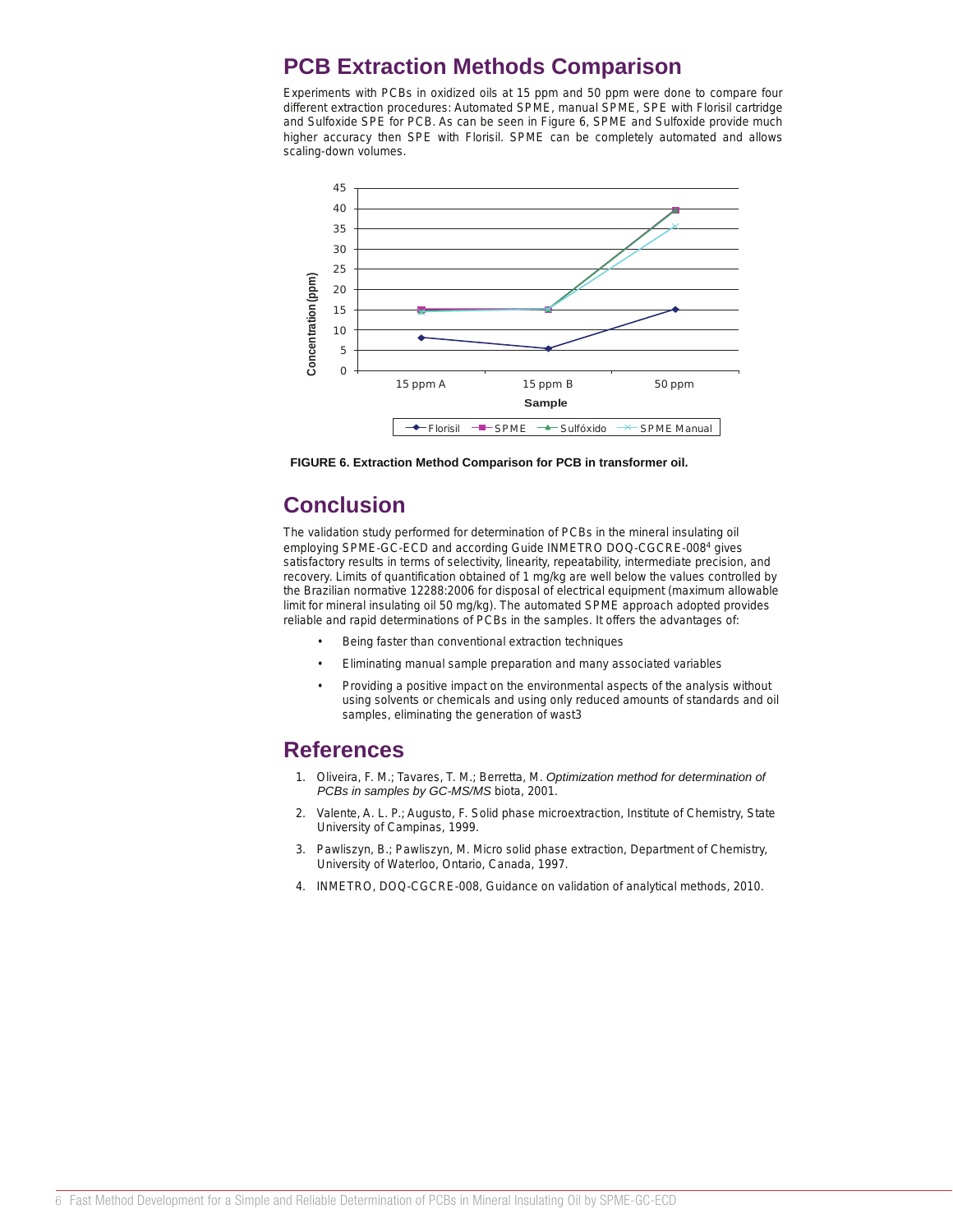## PCB Extraction Methods Comparison

Experiments with PCBs in oxidized oils at 15 ppm and 50 ppm were done to compare four different extraction procedures: Automated SPME, manual SPME, SPE with Florisil cartridge and Sulfoxide SPE for PCB. As can be seen in Figure 6, SPME and Sulfoxide provide much higher accuracy then SPE with Florisil. SPME can be completely automated and allows scaling-down volumes.

**FIGURE 6. Extraction Method Comparison for PCB in transformer oil.**

## Conclusion

The validation study performed for determination of PCBs in the mineral insulating oil employing SPME-GC-ECD and according Guide INMETRO DOQ-CGCRE-008[4] gives satisfactory results in terms of selectivity, linearity, repeatability, intermediate precision, and recovery. Limits of quantification obtained of 1 mg/kg are well below the values controlled by the Brazilian normative 12288:2006 for disposal of electrical equipment (maximum allowable limit for mineral insulating oil 50 mg/kg). The automated SPME approach adopted provides reliable and rapid determinations of PCBs in the samples. It offers the advantages of:

- Being faster than conventional extraction techniques
- Eliminating manual sample preparation and many associated variables
- Providing a positive impact on the environmental aspects of the analysis without using solvents or chemicals and using only reduced amounts of standards and oil samples, eliminating the generation of wast3

## References

1. Oliveira, F. M.; Tavares, T. M.; Berretta, M. *Optimization method for determination of PCBs in samples by GC-MS/MS* biota, 2001.
2. Valente, A. L. P.; Augusto, F. Solid phase microextraction, Institute of Chemistry, State University of Campinas, 1999.
3. Pawliszyn, B.; Pawliszyn, M. Micro solid phase extraction, Department of Chemistry, University of Waterloo, Ontario, Canada, 1997.
4. INMETRO, DOQ-CGCRE-008, Guidance on validation of analytical methods, 2010.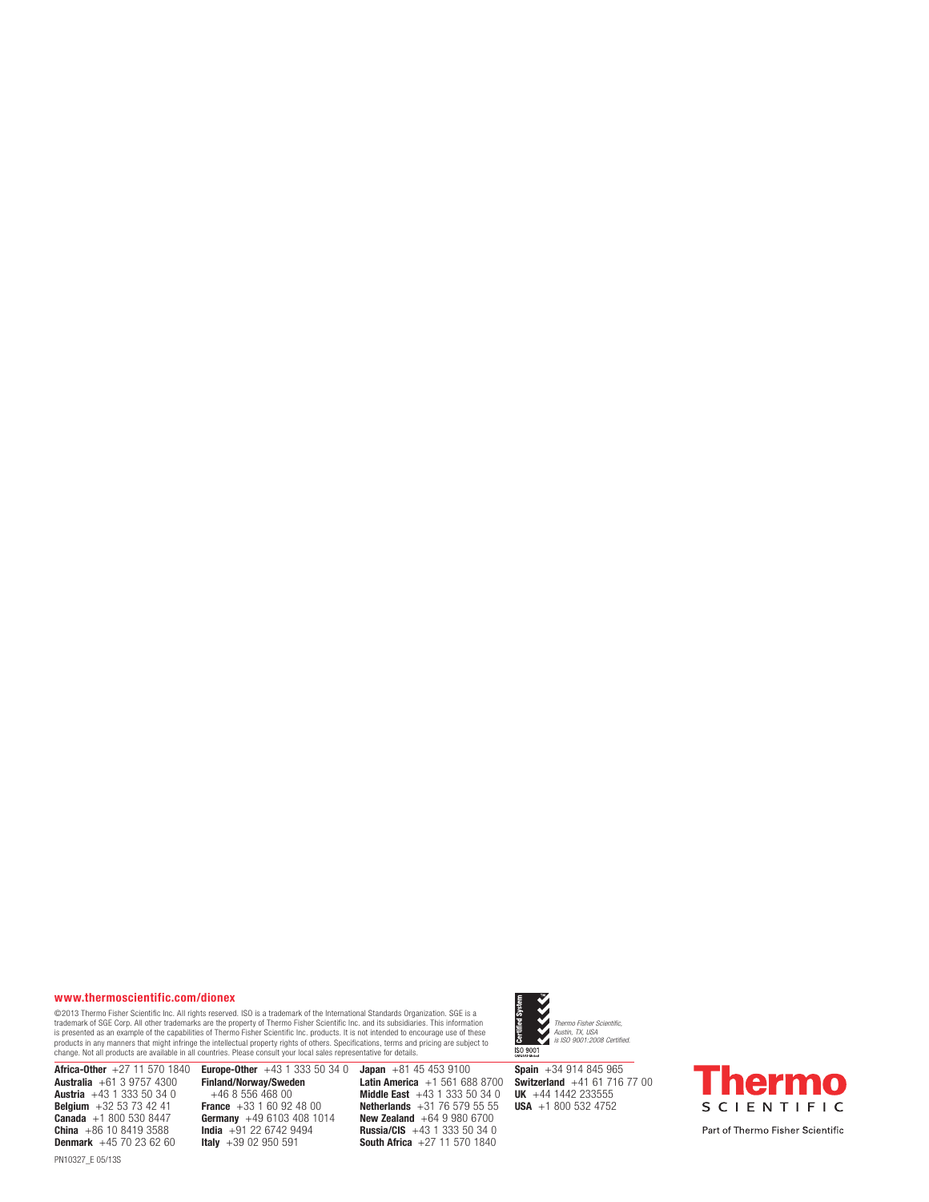**www.thermoscientific.com/dionex**

©2013 Thermo Fisher Scientific Inc. All rights reserved. ISO is a trademark of the International Standards Organization. SGE is a trademark of SGE Corp. All other trademarks are the property of Thermo Fisher Scientific Inc. and its subsidiaries. This information is presented as an example of the capabilities of Thermo Fisher Scientific Inc. products. It is not intended to encourage use of these products in any manners that might infringe the intellectual property rights of others. Specifications, terms and pricing are subject to change. Not all products are available in all countries. Please consult your local sales representative for details.

*Thermo Fisher Scientific, Austin, TX, USA is ISO 9001:2008 Certified.*

**Africa-Other** +27 11 570 1840
**Australia** +61 3 9757 4300
**Austria** +43 1 333 50 34 0
**Belgium** +32 53 73 42 41
**Canada** +1 800 530 8447
**China** +86 10 8419 3588
**Denmark** +45 70 23 62 60
**Europe-Other** +43 1 333 50 34 0
**Finland/Norway/Sweden** +46 8 556 468 00
**France** +33 1 60 92 48 00
**Germany** +49 6103 408 1014
**India** +91 22 6742 9494
**Italy** +39 02 950 591
**Japan** +81 45 453 9100
**Latin America** +1 561 688 8700
**Middle East** +43 1 333 50 34 0
**Netherlands** +31 76 579 55 55
**New Zealand** +64 9 980 6700
**Russia/CIS** +43 1 333 50 34 0
**South Africa** +27 11 570 1840
**Spain** +34 914 845 965
**Switzerland** +41 61 716 77 00
**UK** +44 1442 233555
**USA** +1 800 532 4752

Part of Thermo Fisher Scientific

PN10327_E 05/13S